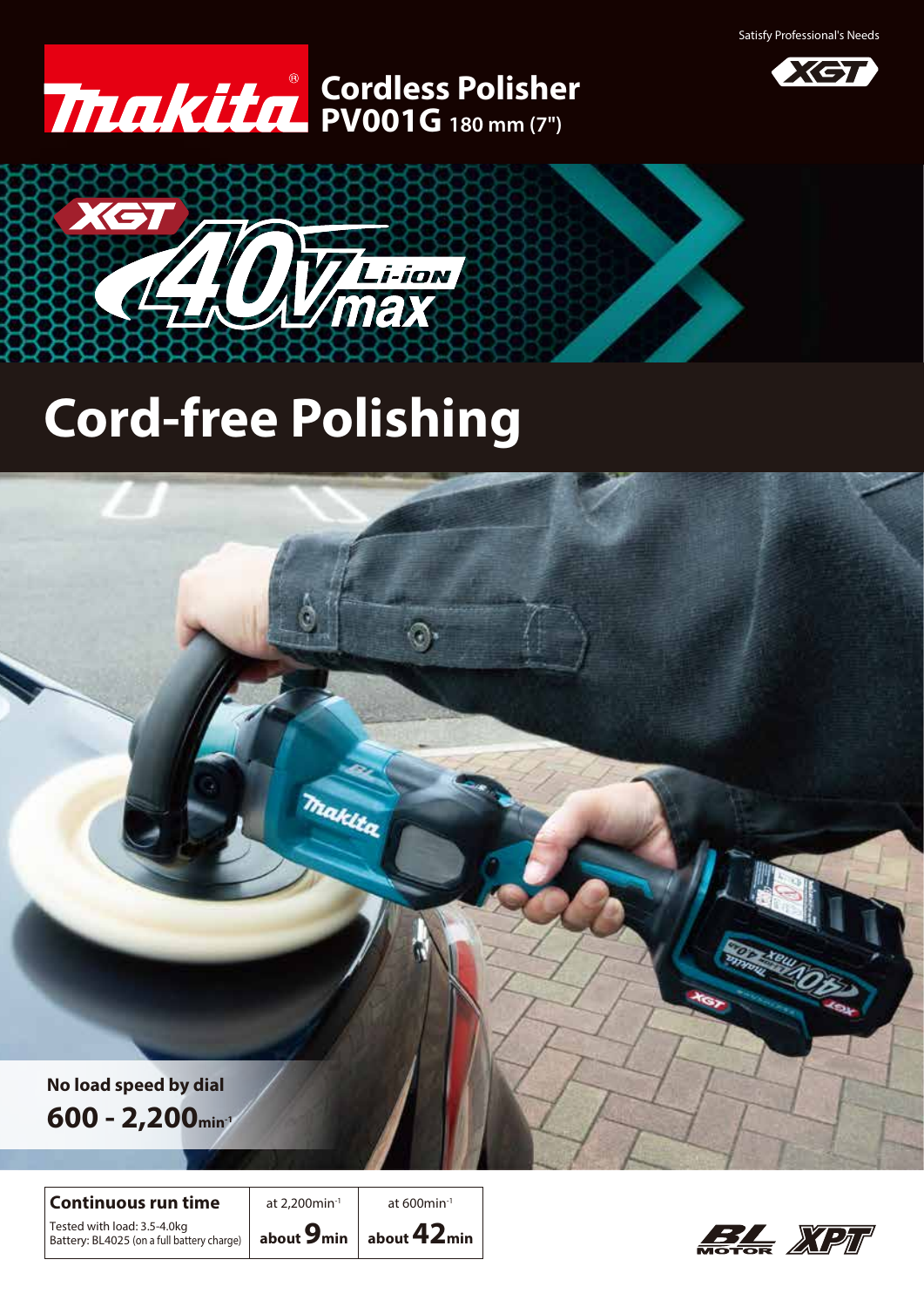Satisfy Professional's Needs

# Makita Cordless Polisher PV001G 180 mm (7")

XGT 40V max Li-ion

# Cord-free Polishing

**No load speed by dial**

**600 - 2,200** $min^{-1}$

| **Continuous run time** | at 2,200$min^{-1}$ | at 600$min^{-1}$ |
|---|---|---|
| Tested with load: 3.5-4.0kg<br>Battery: BL4025 (on a full battery charge) | **about 9min** | **about 42min** |

BL MOTOR XPT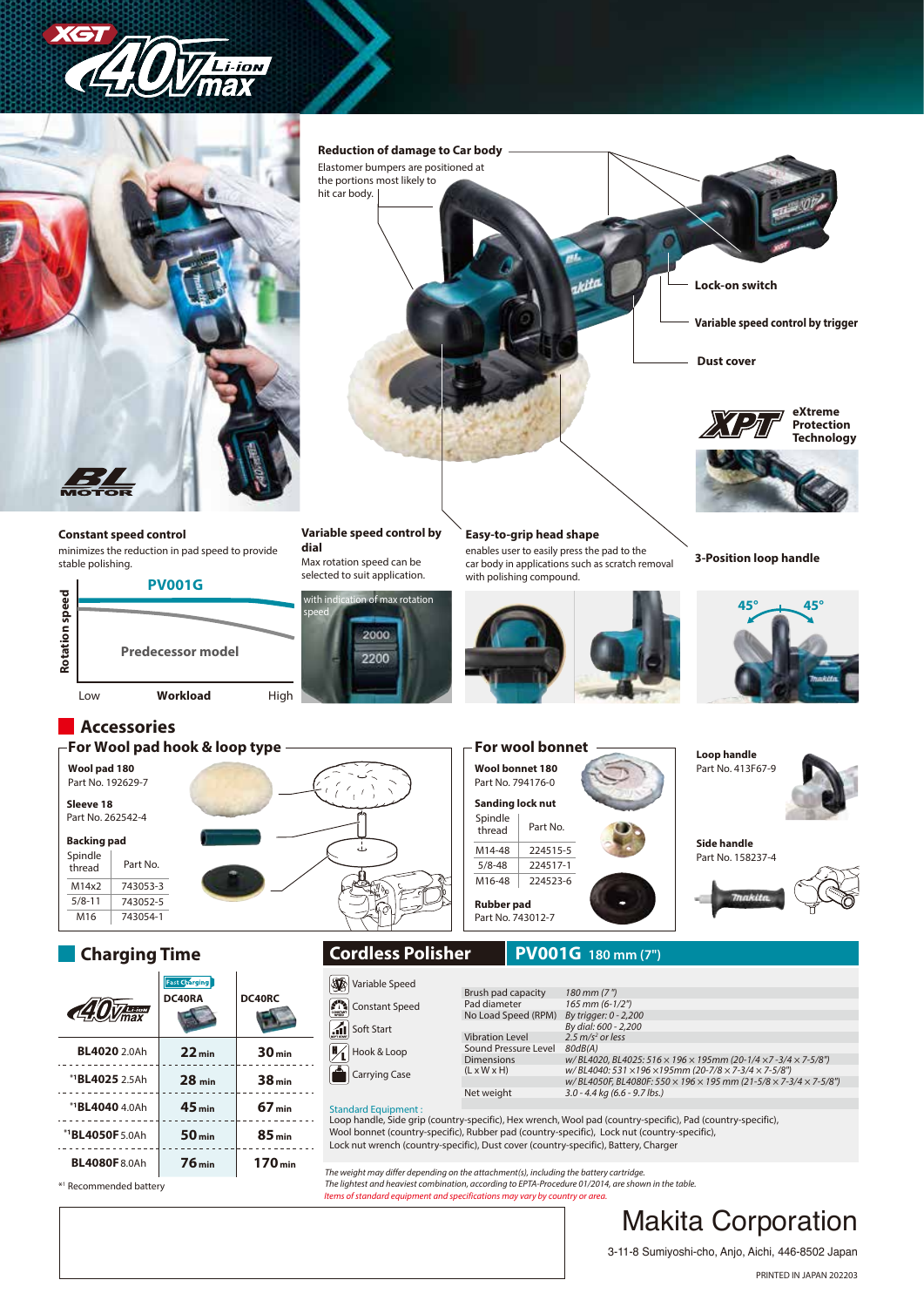XGT 40Vmax Li-ion

**Reduction of damage to Car body**
Elastomer bumpers are positioned at the portions most likely to hit car body.

**Lock-on switch**

**Variable speed control by trigger**

**Dust cover**

XPT eXtreme Protection Technology

BL MOTOR

**Constant speed control**
minimizes the reduction in pad speed to provide stable polishing.

PV001G
Predecessor model
Rotation speed
Low Workload High

**Variable speed control by dial**
Max rotation speed can be selected to suit application.

with indication of max rotation speed
2000
2200

**Easy-to-grip head shape**
enables user to easily press the pad to the car body in applications such as scratch removal with polishing compound.

**3-Position loop handle**

45° 45°

## Accessories

### For Wool pad hook & loop type

**Wool pad 180**
Part No. 192629-7

**Sleeve 18**
Part No. 262542-4

**Backing pad**

| Spindle thread | Part No. |
|---|---|
| M14x2 | 743053-3 |
| 5/8-11 | 743052-5 |
| M16 | 743054-1 |

### For wool bonnet

**Wool bonnet 180**
Part No. 794176-0

**Sanding lock nut**

| Spindle thread | Part No. |
|---|---|
| M14-48 | 224515-5 |
| 5/8-48 | 224517-1 |
| M16-48 | 224523-6 |

**Rubber pad**
Part No. 743012-7

**Loop handle**
Part No. 413F67-9

**Side handle**
Part No. 158237-4

## Charging Time

| 40Vmax Li-ion | DC40RA (Fast Charging) | DC40RC |
|---|---|---|
| BL4020 2.0Ah | 22 min | 30 min |
| *[1]BL4025 2.5Ah | 28 min | 38 min |
| *[1]BL4040 4.0Ah | 45 min | 67 min |
| *[1]BL4050F 5.0Ah | 50 min | 85 min |
| BL4080F 8.0Ah | 76 min | 170 min |

*[1] Recommended battery

## Cordless Polisher PV001G 180 mm (7")

- Variable Speed
- Constant Speed
- Soft Start
- Hook & Loop
- Carrying Case

| | |
|---|---|
| Brush pad capacity | *180 mm (7")* |
| Pad diameter | *165 mm (6-1/2")* |
| No Load Speed (RPM) | *By trigger: 0 - 2,200* |
| | *By dial: 600 - 2,200* |
| Vibration Level | *2.5 m/s² or less* |
| Sound Pressure Level | *80dB(A)* |
| Dimensions (L x W x H) | *w/ BL4020, BL4025: 516 × 196 × 195mm (20-1/4 ×7-3/4 × 7-5/8")* |
| | *w/ BL4040: 531 ×196 ×195mm (20-7/8 × 7-3/4 × 7-5/8")* |
| | *w/ BL4050F, BL4080F: 550 × 196 × 195 mm (21-5/8 × 7-3/4 × 7-5/8")* |
| Net weight | *3.0 - 4.4 kg (6.6 - 9.7 lbs.)* |

Standard Equipment :
Loop handle, Side grip (country-specific), Hex wrench, Wool pad (country-specific), Pad (country-specific), Wool bonnet (country-specific), Rubber pad (country-specific), Lock nut (country-specific), Lock nut wrench (country-specific), Dust cover (country-specific), Battery, Charger

*The weight may differ depending on the attachment(s), including the battery cartridge.*
*The lightest and heaviest combination, according to EPTA-Procedure 01/2014, are shown in the table.*
*Items of standard equipment and specifications may vary by country or area.*

# Makita Corporation

3-11-8 Sumiyoshi-cho, Anjo, Aichi, 446-8502 Japan

PRINTED IN JAPAN 202203